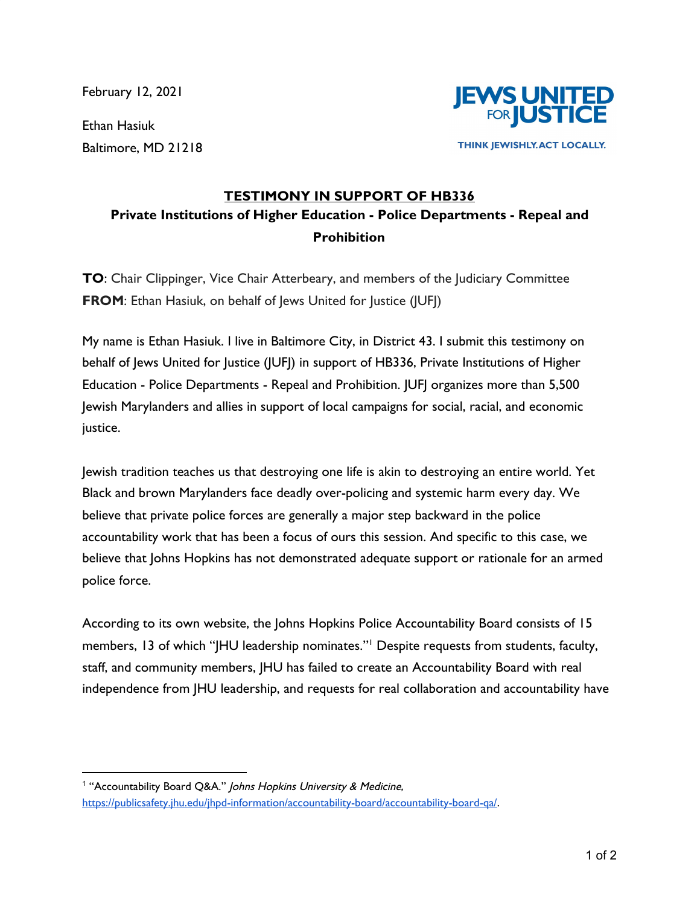February 12, 2021

Ethan Hasiuk
Baltimore, MD 21218

**JEWS UNITED FOR JUSTICE**
**THINK JEWISHLY. ACT LOCALLY.**

## TESTIMONY IN SUPPORT OF HB336

### Private Institutions of Higher Education - Police Departments - Repeal and Prohibition

**TO**: Chair Clippinger, Vice Chair Atterbeary, and members of the Judiciary Committee
**FROM**: Ethan Hasiuk, on behalf of Jews United for Justice (JUFJ)

My name is Ethan Hasiuk. I live in Baltimore City, in District 43. I submit this testimony on behalf of Jews United for Justice (JUFJ) in support of HB336, Private Institutions of Higher Education - Police Departments - Repeal and Prohibition. JUFJ organizes more than 5,500 Jewish Marylanders and allies in support of local campaigns for social, racial, and economic justice.

Jewish tradition teaches us that destroying one life is akin to destroying an entire world. Yet Black and brown Marylanders face deadly over-policing and systemic harm every day. We believe that private police forces are generally a major step backward in the police accountability work that has been a focus of ours this session. And specific to this case, we believe that Johns Hopkins has not demonstrated adequate support or rationale for an armed police force.

According to its own website, the Johns Hopkins Police Accountability Board consists of 15 members, 13 of which "JHU leadership nominates."[1] Despite requests from students, faculty, staff, and community members, JHU has failed to create an Accountability Board with real independence from JHU leadership, and requests for real collaboration and accountability have

---

[1] "Accountability Board Q&A." *Johns Hopkins University & Medicine,* https://publicsafety.jhu.edu/jhpd-information/accountability-board/accountability-board-qa/.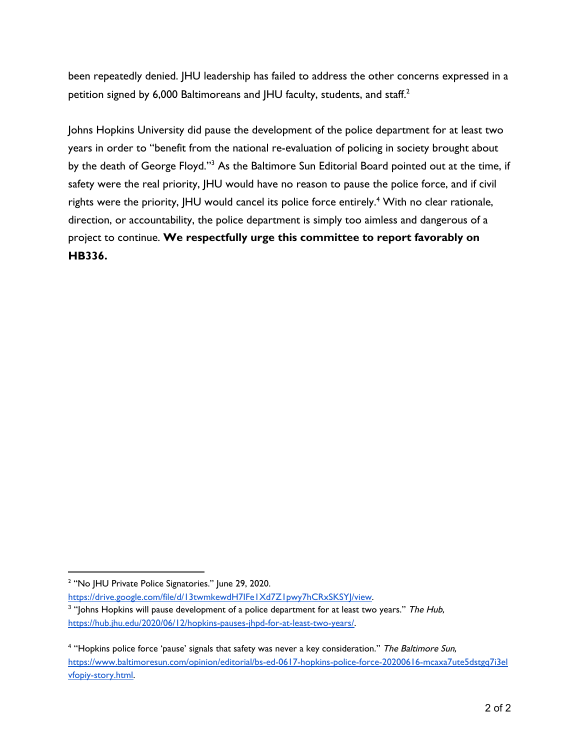been repeatedly denied. JHU leadership has failed to address the other concerns expressed in a petition signed by 6,000 Baltimoreans and JHU faculty, students, and staff.[2]

Johns Hopkins University did pause the development of the police department for at least two years in order to "benefit from the national re-evaluation of policing in society brought about by the death of George Floyd."[3] As the Baltimore Sun Editorial Board pointed out at the time, if safety were the real priority, JHU would have no reason to pause the police force, and if civil rights were the priority, JHU would cancel its police force entirely.[4] With no clear rationale, direction, or accountability, the police department is simply too aimless and dangerous of a project to continue. **We respectfully urge this committee to report favorably on HB336.**

---

[2] "No JHU Private Police Signatories." June 29, 2020. https://drive.google.com/file/d/13twmkewdH7IFe1Xd7Z1pwy7hCRxSKSYJ/view.

[3] "Johns Hopkins will pause development of a police department for at least two years." *The Hub,* https://hub.jhu.edu/2020/06/12/hopkins-pauses-jhpd-for-at-least-two-years/.

[4] "Hopkins police force 'pause' signals that safety was never a key consideration." *The Baltimore Sun,* https://www.baltimoresun.com/opinion/editorial/bs-ed-0617-hopkins-police-force-20200616-mcaxa7ute5dstgq7i3elvfopiy-story.html.